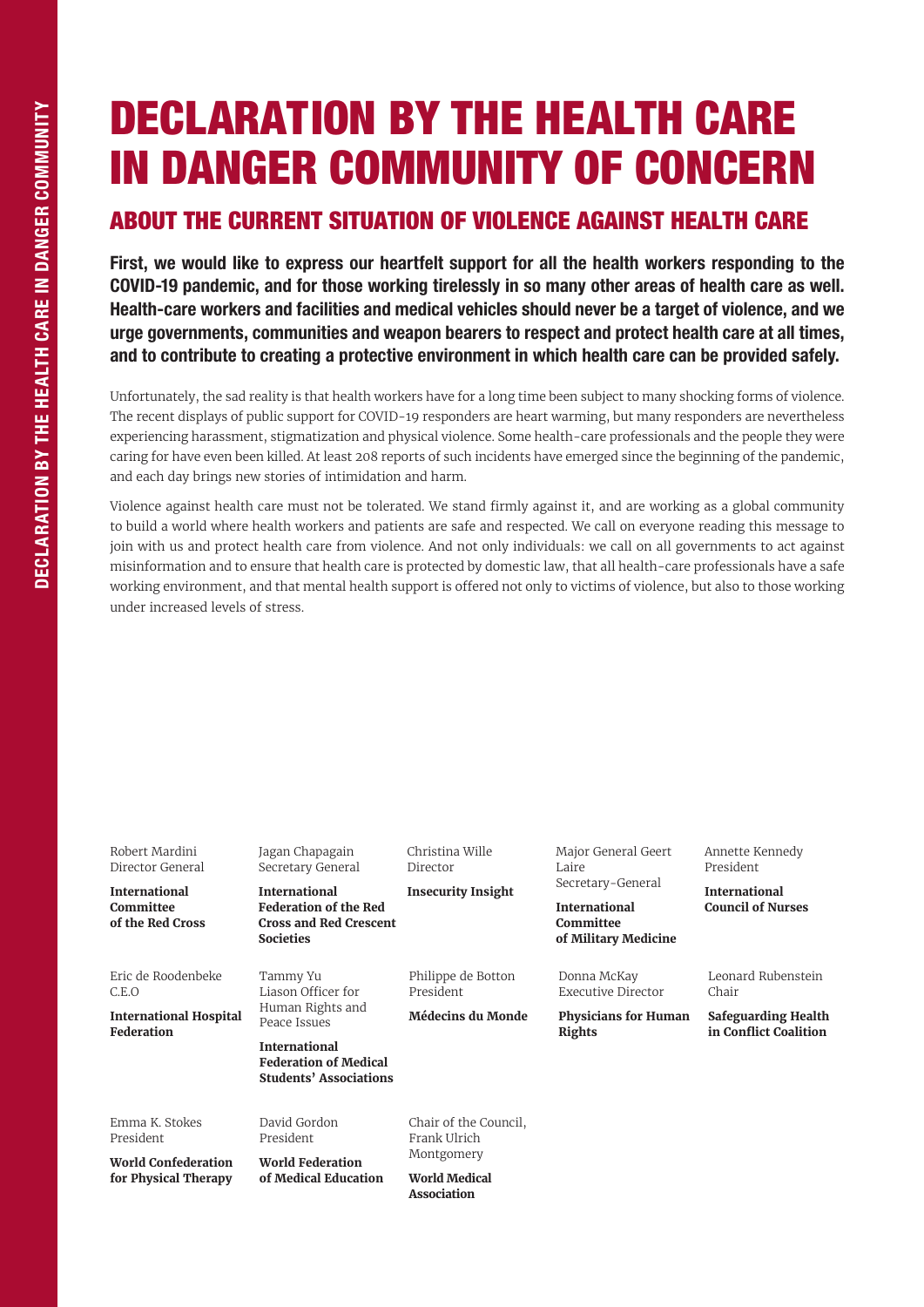# DECLARATION BY THE HEALTH CARE IN DANGER COMMUNITY OF CONCERN

## ABOUT THE CURRENT SITUATION OF VIOLENCE AGAINST HEALTH CARE

**First, we would like to express our heartfelt support for all the health workers responding to the COVID-19 pandemic, and for those working tirelessly in so many other areas of health care as well. Health-care workers and facilities and medical vehicles should never be a target of violence, and we urge governments, communities and weapon bearers to respect and protect health care at all times, and to contribute to creating a protective environment in which health care can be provided safely.**

Unfortunately, the sad reality is that health workers have for a long time been subject to many shocking forms of violence. The recent displays of public support for COVID-19 responders are heart warming, but many responders are nevertheless experiencing harassment, stigmatization and physical violence. Some health-care professionals and the people they were caring for have even been killed. At least 208 reports of such incidents have emerged since the beginning of the pandemic, and each day brings new stories of intimidation and harm.

Violence against health care must not be tolerated. We stand firmly against it, and are working as a global community to build a world where health workers and patients are safe and respected. We call on everyone reading this message to join with us and protect health care from violence. And not only individuals: we call on all governments to act against misinformation and to ensure that health care is protected by domestic law, that all health-care professionals have a safe working environment, and that mental health support is offered not only to victims of violence, but also to those working under increased levels of stress.

Robert Mardini
Director General
**International Committee of the Red Cross**

Jagan Chapagain
Secretary General
**International Federation of the Red Cross and Red Crescent Societies**

Christina Wille
Director
**Insecurity Insight**

Major General Geert Laire
Secretary-General
**International Committee of Military Medicine**

Annette Kennedy
President
**International Council of Nurses**

Eric de Roodenbeke
C.E.O
**International Hospital Federation**

Tammy Yu
Liason Officer for Human Rights and Peace Issues
**International Federation of Medical Students' Associations**

Philippe de Botton
President
**Médecins du Monde**

Donna McKay
Executive Director
**Physicians for Human Rights**

Leonard Rubenstein
Chair
**Safeguarding Health in Conflict Coalition**

Emma K. Stokes
President
**World Confederation for Physical Therapy**

David Gordon
President
**World Federation of Medical Education**

Chair of the Council, Frank Ulrich Montgomery
**World Medical Association**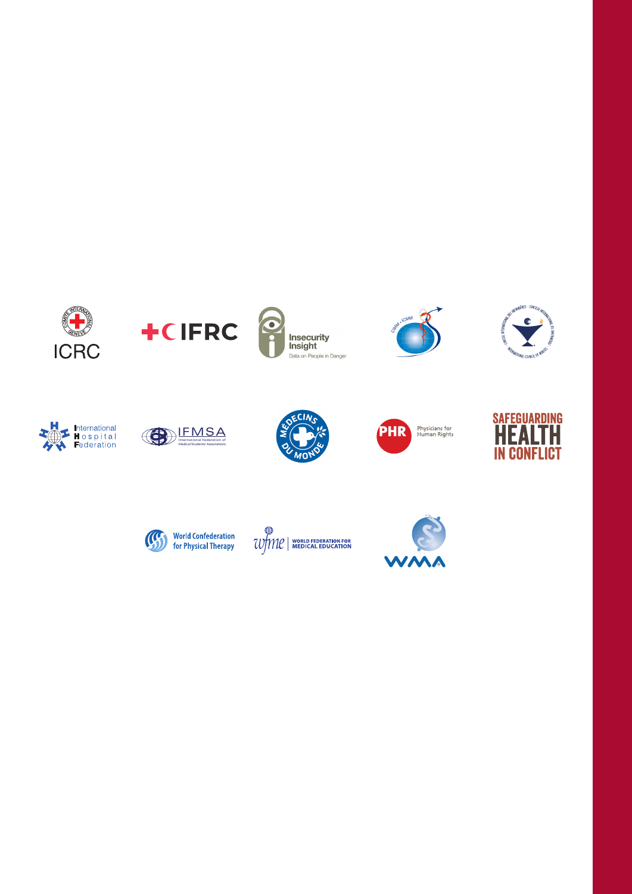ICRC

IFRC

Insecurity Insight
Data on People in Danger

CIMM - ICMM

International Council of Nurses

International Hospital Federation

IFMSA
International Federation of Medical Students' Associations

Médecins du Monde

PHR
Physicians for Human Rights

SAFEGUARDING HEALTH IN CONFLICT

World Confederation for Physical Therapy

wfme | WORLD FEDERATION FOR MEDICAL EDUCATION

WMA